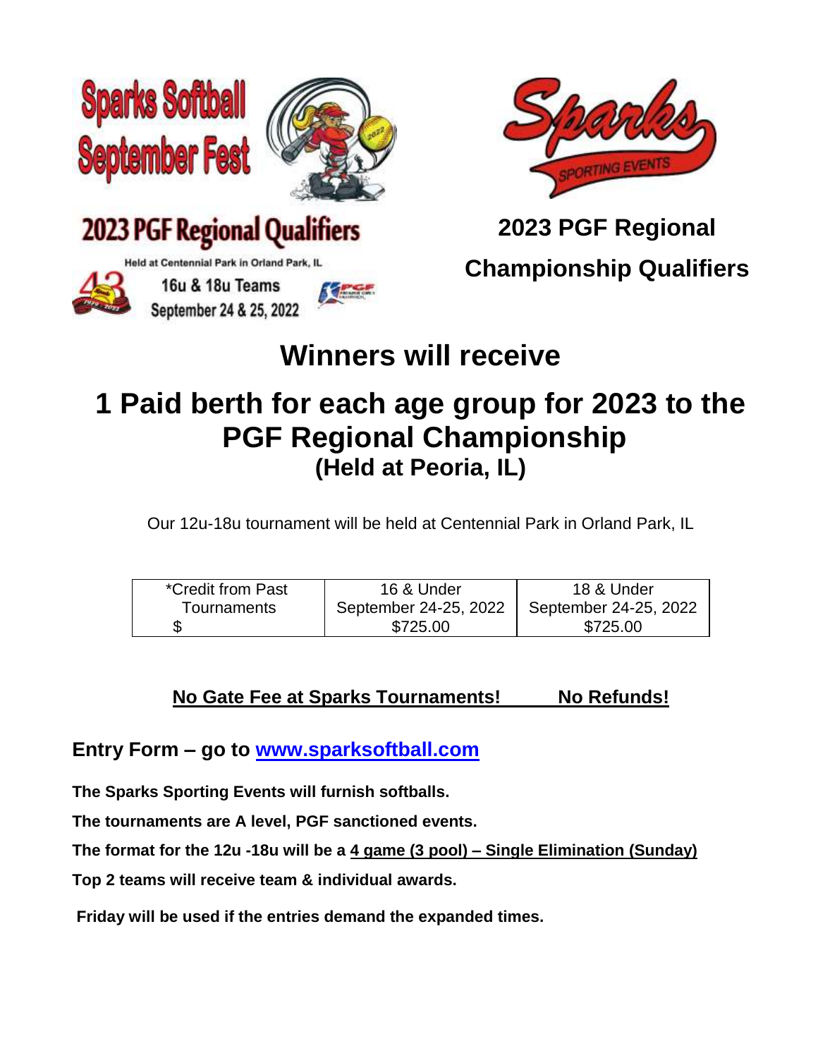Sparks Softball September Fest

2023 PGF Regional Qualifiers

Held at Centennial Park in Orland Park, IL

16u & 18u Teams
September 24 & 25, 2022

Sparks Sporting Events

## 2023 PGF Regional Championship Qualifiers

# Winners will receive

# 1 Paid berth for each age group for 2023 to the PGF Regional Championship
## (Held at Peoria, IL)

Our 12u-18u tournament will be held at Centennial Park in Orland Park, IL

| *Credit from Past Tournaments $ | 16 & Under September 24-25, 2022 $725.00 | 18 & Under September 24-25, 2022 $725.00 |
|---|---|---|

**No Gate Fee at Sparks Tournaments!** **No Refunds!**

### Entry Form – go to [www.sparksoftball.com](http://www.sparksoftball.com)

**The Sparks Sporting Events will furnish softballs.**

**The tournaments are A level, PGF sanctioned events.**

**The format for the 12u -18u will be a 4 game (3 pool) – Single Elimination (Sunday)**

**Top 2 teams will receive team & individual awards.**

**Friday will be used if the entries demand the expanded times.**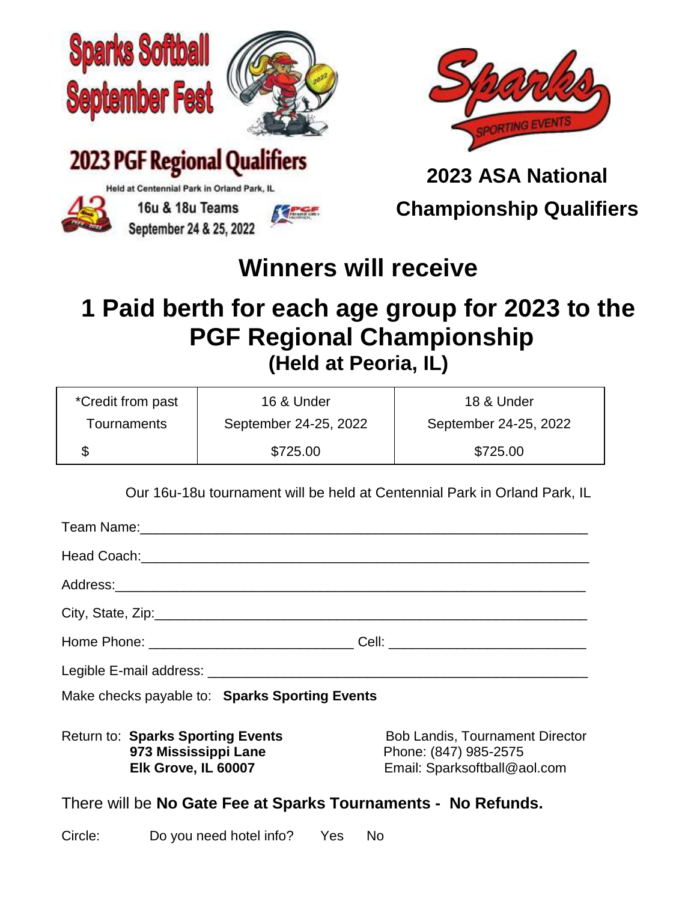# Sparks Softball September Fest

## 2023 PGF Regional Qualifiers

Held at Centennial Park in Orland Park, IL

16u & 18u Teams
September 24 & 25, 2022

## 2023 ASA National Championship Qualifiers

# Winners will receive

# 1 Paid berth for each age group for 2023 to the PGF Regional Championship

### (Held at Peoria, IL)

| | | |
|---|---|---|
| *Credit from past Tournaments | 16 & Under September 24-25, 2022 | 18 & Under September 24-25, 2022 |
| $ | $725.00 | $725.00 |

Our 16u-18u tournament will be held at Centennial Park in Orland Park, IL

Team Name:\_\_\_\_\_\_\_\_\_\_\_\_\_\_\_\_\_\_\_\_\_\_\_\_\_\_\_\_\_\_\_\_\_\_\_\_\_\_\_\_\_\_\_\_\_\_\_\_\_\_\_\_\_\_\_\_\_

Head Coach:\_\_\_\_\_\_\_\_\_\_\_\_\_\_\_\_\_\_\_\_\_\_\_\_\_\_\_\_\_\_\_\_\_\_\_\_\_\_\_\_\_\_\_\_\_\_\_\_\_\_\_\_\_\_\_\_\_

Address:\_\_\_\_\_\_\_\_\_\_\_\_\_\_\_\_\_\_\_\_\_\_\_\_\_\_\_\_\_\_\_\_\_\_\_\_\_\_\_\_\_\_\_\_\_\_\_\_\_\_\_\_\_\_\_\_\_\_\_\_

City, State, Zip:\_\_\_\_\_\_\_\_\_\_\_\_\_\_\_\_\_\_\_\_\_\_\_\_\_\_\_\_\_\_\_\_\_\_\_\_\_\_\_\_\_\_\_\_\_\_\_\_\_\_\_\_\_

Home Phone: \_\_\_\_\_\_\_\_\_\_\_\_\_\_\_\_\_\_\_\_\_\_\_\_\_\_\_ Cell: \_\_\_\_\_\_\_\_\_\_\_\_\_\_\_\_\_\_\_\_\_\_\_\_\_\_

Legible E-mail address: \_\_\_\_\_\_\_\_\_\_\_\_\_\_\_\_\_\_\_\_\_\_\_\_\_\_\_\_\_\_\_\_\_\_\_\_\_\_\_\_\_\_\_\_\_\_\_\_\_\_

Make checks payable to: **Sparks Sporting Events**

Return to: **Sparks Sporting Events**
**973 Mississippi Lane**
**Elk Grove, IL 60007**

Bob Landis, Tournament Director
Phone: (847) 985-2575
Email: Sparksoftball@aol.com

There will be **No Gate Fee at Sparks Tournaments - No Refunds.**

Circle: Do you need hotel info? Yes No